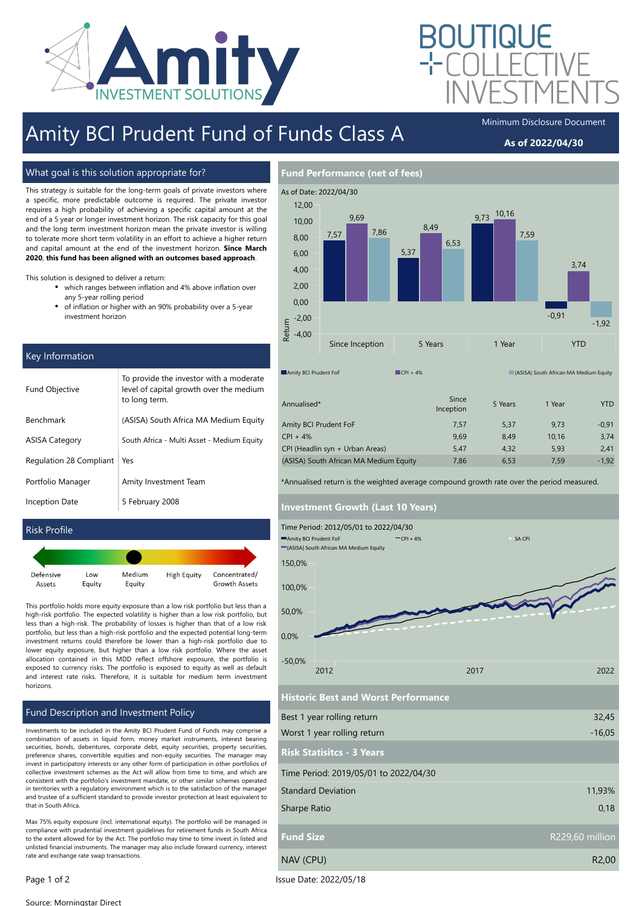# Amity BCI Prudent Fund of Funds Class A

Minimum Disclosure Document

**As of 2022/04/30**

## What goal is this solution appropriate for?

This strategy is suitable for the long-term goals of private investors where a specific, more predictable outcome is required. The private investor requires a high probability of achieving a specific capital amount at the end of a 5 year or longer investment horizon. The risk capacity for this goal and the long term investment horizon mean the private investor is willing to tolerate more short term volatility in an effort to achieve a higher return and capital amount at the end of the investment horizon. **Since March 2020, this fund has been aligned with an outcomes based approach**.

This solution is designed to deliver a return:

- which ranges between inflation and 4% above inflation over any 5-year rolling period
- of inflation or higher with an 90% probability over a 5-year investment horizon

## Key Information

| | |
|---|---|
| Fund Objective | To provide the investor with a moderate level of capital growth over the medium to long term. |
| Benchmark | (ASISA) South Africa MA Medium Equity |
| ASISA Category | South Africa - Multi Asset - Medium Equity |
| Regulation 28 Compliant | Yes |
| Portfolio Manager | Amity Investment Team |
| Inception Date | 5 February 2008 |

## Risk Profile

Defensive Assets | Low Equity | Medium Equity | High Equity | Concentrated/ Growth Assets

This portfolio holds more equity exposure than a low risk portfolio but less than a high-risk portfolio. The expected volatility is higher than a low risk portfolio, but less than a high-risk. The probability of losses is higher than that of a low risk portfolio, but less than a high-risk portfolio and the expected potential long-term investment returns could therefore be lower than a high-risk portfolio due to lower equity exposure, but higher than a low risk portfolio. Where the asset allocation contained in this MDD reflect offshore exposure, the portfolio is exposed to currency risks. The portfolio is exposed to equity as well as default and interest rate risks. Therefore, it is suitable for medium term investment horizons.

## Fund Description and Investment Policy

Investments to be included in the Amity BCI Prudent Fund of Funds may comprise a combination of assets in liquid form, money market instruments, interest bearing securities, bonds, debentures, corporate debt, equity securities, property securities, preference shares, convertible equities and non-equity securities. The manager may invest in participatory interests or any other form of participation in other portfolios of collective investment schemes as the Act will allow from time to time, and which are consistent with the portfolio's investment mandate, or other similar schemes operated in territories with a regulatory environment which is to the satisfaction of the manager and trustee of a sufficient standard to provide investor protection at least equivalent to that in South Africa.

Max 75% equity exposure (incl. international equity). The portfolio will be managed in compliance with prudential investment guidelines for retirement funds in South Africa to the extent allowed for by the Act. The portfolio may time to time invest in listed and unlisted financial instruments. The manager may also include forward currency, interest rate and exchange rate swap transactions.

## Fund Performance (net of fees)

As of Date: 2022/04/30

| | Since Inception | 5 Years | 1 Year | YTD |
|---|---|---|---|---|
| Amity BCI Prudent FoF | 7,57 | 5,37 | 9,73 | -0,91 |
| CPI + 4% | 9,69 | 8,49 | 10,16 | 3,74 |
| (ASISA) South African MA Medium Equity | 7,86 | 6,53 | 7,59 | -1,92 |

| Annualised* | Since Inception | 5 Years | 1 Year | YTD |
|---|---|---|---|---|
| Amity BCI Prudent FoF | 7,57 | 5,37 | 9,73 | -0,91 |
| CPI + 4% | 9,69 | 8,49 | 10,16 | 3,74 |
| CPI (Headlin syn + Urban Areas) | 5,47 | 4,32 | 5,93 | 2,41 |
| (ASISA) South African MA Medium Equity | 7,86 | 6,53 | 7,59 | -1,92 |

*Annualised return is the weighted average compound growth rate over the period measured.

## Investment Growth (Last 10 Years)

Time Period: 2012/05/01 to 2022/04/30

Amity BCI Prudent FoF — CPI + 4% — SA CPI — (ASISA) South African MA Medium Equity

## Historic Best and Worst Performance

| | |
|---|---|
| Best 1 year rolling return | 32,45 |
| Worst 1 year rolling return | -16,05 |

## Risk Statisitcs - 3 Years

Time Period: 2019/05/01 to 2022/04/30

| | |
|---|---|
| Standard Deviation | 11,93% |
| Sharpe Ratio | 0,18 |

| | |
|---|---|
| Fund Size | R229,60 million |
| NAV (CPU) | R2,00 |

Issue Date: 2022/05/18

Source: Morningstar Direct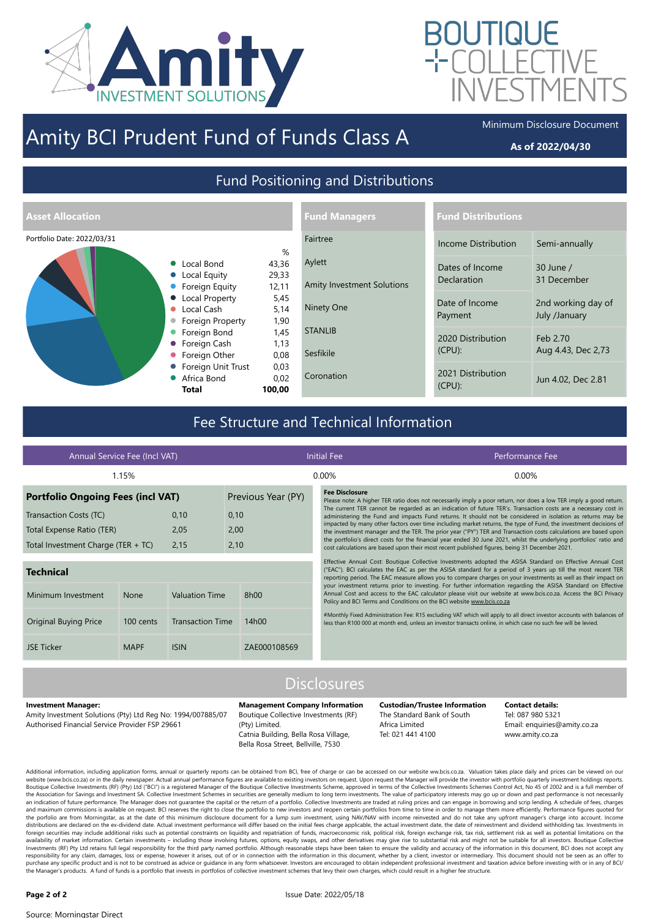Amity INVESTMENT SOLUTIONS

BOUTIQUE COLLECTIVE INVESTMENTS

# Amity BCI Prudent Fund of Funds Class A

Minimum Disclosure Document

**As of 2022/04/30**

## Fund Positioning and Distributions

### Asset Allocation

Portfolio Date: 2022/03/31

| | % |
|---|---|
| Local Bond | 43,36 |
| Local Equity | 29,33 |
| Foreign Equity | 12,11 |
| Local Property | 5,45 |
| Local Cash | 5,14 |
| Foreign Property | 1,90 |
| Foreign Bond | 1,45 |
| Foreign Cash | 1,13 |
| Foreign Other | 0,08 |
| Foreign Unit Trust | 0,03 |
| Africa Bond | 0,02 |
| **Total** | **100,00** |

### Fund Managers

- Fairtree
- Aylett
- Amity Investment Solutions
- Ninety One
- STANLIB
- Sesfikile
- Coronation

### Fund Distributions

| | |
|---|---|
| Income Distribution | Semi-annually |
| Dates of Income Declaration | 30 June / 31 December |
| Date of Income Payment | 2nd working day of July /January |
| 2020 Distribution (CPU): | Feb 2.70 Aug 4.43, Dec 2,73 |
| 2021 Distribution (CPU): | Jun 4.02, Dec 2.81 |

## Fee Structure and Technical Information

| Annual Service Fee (Incl VAT) | Initial Fee | Performance Fee |
|---|---|---|
| 1.15% | 0.00% | 0.00% |

| Portfolio Ongoing Fees (incl VAT) | | Previous Year (PY) |
|---|---|---|
| Transaction Costs (TC) | 0,10 | 0,10 |
| Total Expense Ratio (TER) | 2,05 | 2,00 |
| Total Investment Charge (TER + TC) | 2,15 | 2,10 |

### Technical

| | | | |
|---|---|---|---|
| Minimum Investment | None | Valuation Time | 8h00 |
| Original Buying Price | 100 cents | Transaction Time | 14h00 |
| JSE Ticker | MAPF | ISIN | ZAE000108569 |

**Fee Disclosure**

Please note: A higher TER ratio does not necessarily imply a poor return, nor does a low TER imply a good return. The current TER cannot be regarded as an indication of future TER's. Transaction costs are a necessary cost in administering the Fund and impacts Fund returns. It should not be considered in isolation as returns may be impacted by many other factors over time including market returns, the type of Fund, the investment decisions of the investment manager and the TER. The prior year ("PY") TER and Transaction costs calculations are based upon the portfolio's direct costs for the financial year ended 30 June 2021, whilst the underlying portfolios' ratio and cost calculations are based upon their most recent published figures, being 31 December 2021.

Effective Annual Cost: Boutique Collective Investments adopted the ASISA Standard on Effective Annual Cost ("EAC"). BCI calculates the EAC as per the ASISA standard for a period of 3 years up till the most recent TER reporting period. The EAC measure allows you to compare charges on your investments as well as their impact on your investment returns prior to investing. For further information regarding the ASISA Standard on Effective Annual Cost and access to the EAC calculator please visit our website at www.bcis.co.za. Access the BCI Privacy Policy and BCI Terms and Conditions on the BCI website www.bcis.co.za

#Monthly Fixed Administration Fee: R15 excluding VAT which will apply to all direct investor accounts with balances of less than R100 000 at month end, unless an investor transacts online, in which case no such fee will be levied.

## Disclosures

**Investment Manager:**
Amity Investment Solutions (Pty) Ltd Reg No: 1994/007885/07
Authorised Financial Service Provider FSP 29661

**Management Company Information**
Boutique Collective Investments (RF) (Pty) Limited.
Catnia Building, Bella Rosa Village, Bella Rosa Street, Bellville, 7530

**Custodian/Trustee Information**
The Standard Bank of South Africa Limited
Tel: 021 441 4100

**Contact details:**
Tel: 087 980 5321
Email: enquiries@amity.co.za
www.amity.co.za

Additional information, including application forms, annual or quarterly reports can be obtained from BCI, free of charge or can be accessed on our website ww.bcis.co.za. Valuation takes place daily and prices can be viewed on our website (www.bcis.co.za) or in the daily newspaper. Actual annual performance figures are available to existing investors on request. Upon request the Manager will provide the investor with portfolio quarterly investment holdings reports. Boutique Collective Investments (RF) (Pty) Ltd ("BCI") is a registered Manager of the Boutique Collective Investments Scheme, approved in terms of the Collective Investments Schemes Control Act, No 45 of 2002 and is a full member of the Association for Savings and Investment SA. Collective Investment Schemes in securities are generally medium to long term investments. The value of participatory interests may go up or down and past performance is not necessarily an indication of future performance. The Manager does not guarantee the capital or the return of a portfolio. Collective Investments are traded at ruling prices and can engage in borrowing and scrip lending. A schedule of fees, charges and maximum commissions is available on request. BCI reserves the right to close the portfolio to new investors and reopen certain portfolios from time to time in order to manage them more efficiently. Performance figures quoted for the porfolio are from Morningstar, as at the date of this minimum disclosure document for a lump sum investment, using NAV/NAV with income reinvested and do not take any upfront manager's charge into account. Income distributions are declared on the ex-dividend date. Actual investment performance will differ based on the initial fees charge applicable, the actual investment date, the date of reinvestment and dividend withholding tax. Investments in foreign securities may include additional risks such as potential constraints on liquidity and repatriation of funds, macroeconomic risk, political risk, foreign exchange risk, tax risk, settlement risk as well as potential limitations on the availability of market information. Certain investments – including those involving futures, options, equity swaps, and other derivatives may give rise to substantial risk and might not be suitable for all investors. Boutique Collective Investments (RF) Pty Ltd retains full legal responsibility for the third party named portfolio. Although reasonable steps have been taken to ensure the validity and accuracy of the information in this document, BCI does not accept any responsibility for any claim, damages, loss or expense, however it arises, out of or in connection with the information in this document, whether by a client, investor or intermediary. This document should not be seen as an offer to purchase any specific product and is not to be construed as advice or guidance in any form whatsoever. Investors are encouraged to obtain independent professional investment and taxation advice before investing with or in any of BCI/ the Manager's products. A fund of funds is a portfolio that invests in portfolios of collective investment schemes that levy their own charges, which could result in a higher fee structure.

Issue Date: 2022/05/18

Source: Morningstar Direct